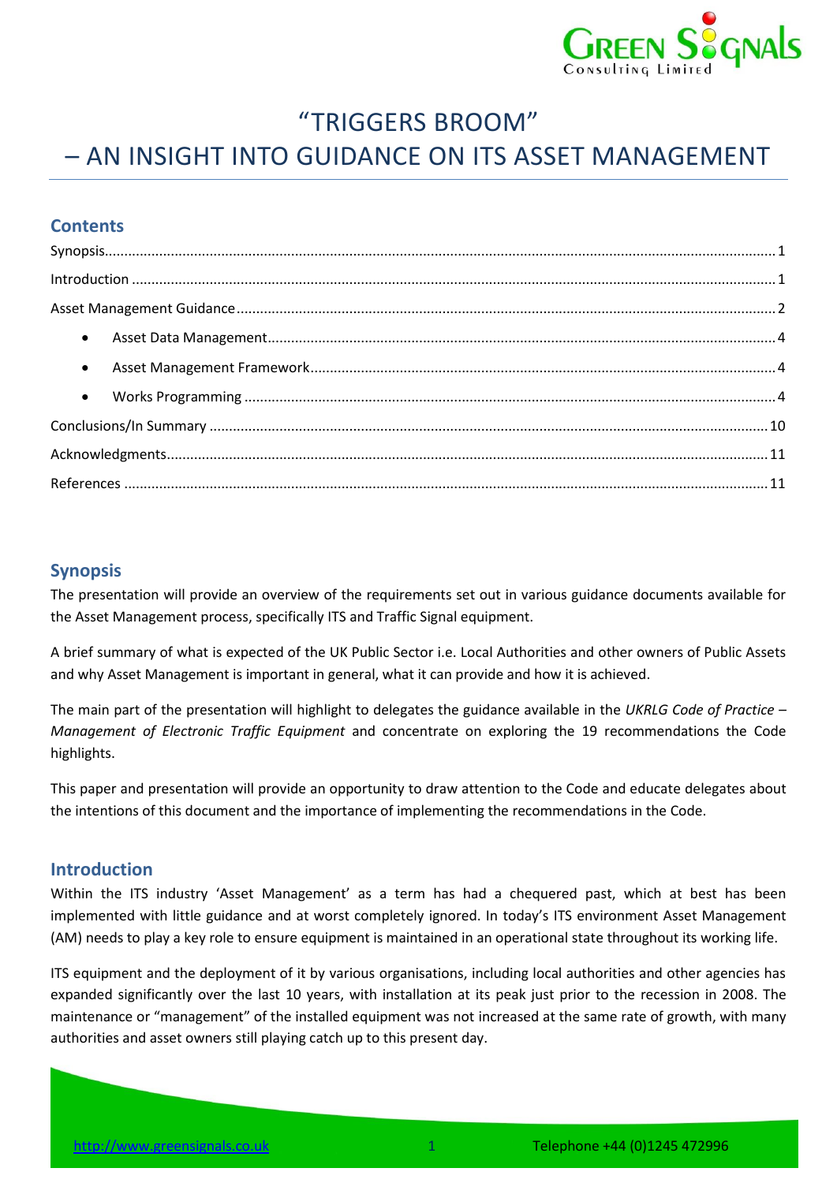# "TRIGGERS BROOM" – AN INSIGHT INTO GUIDANCE ON ITS ASSET MANAGEMENT

## Contents

Synopsis .......... 1
Introduction .......... 1
Asset Management Guidance .......... 2
- Asset Data Management .......... 4
- Asset Management Framework .......... 4
- Works Programming .......... 4

Conclusions/In Summary .......... 10
Acknowledgments .......... 11
References .......... 11

## Synopsis

The presentation will provide an overview of the requirements set out in various guidance documents available for the Asset Management process, specifically ITS and Traffic Signal equipment.

A brief summary of what is expected of the UK Public Sector i.e. Local Authorities and other owners of Public Assets and why Asset Management is important in general, what it can provide and how it is achieved.

The main part of the presentation will highlight to delegates the guidance available in the *UKRLG Code of Practice – Management of Electronic Traffic Equipment* and concentrate on exploring the 19 recommendations the Code highlights.

This paper and presentation will provide an opportunity to draw attention to the Code and educate delegates about the intentions of this document and the importance of implementing the recommendations in the Code.

## Introduction

Within the ITS industry 'Asset Management' as a term has had a chequered past, which at best has been implemented with little guidance and at worst completely ignored. In today's ITS environment Asset Management (AM) needs to play a key role to ensure equipment is maintained in an operational state throughout its working life.

ITS equipment and the deployment of it by various organisations, including local authorities and other agencies has expanded significantly over the last 10 years, with installation at its peak just prior to the recession in 2008. The maintenance or "management" of the installed equipment was not increased at the same rate of growth, with many authorities and asset owners still playing catch up to this present day.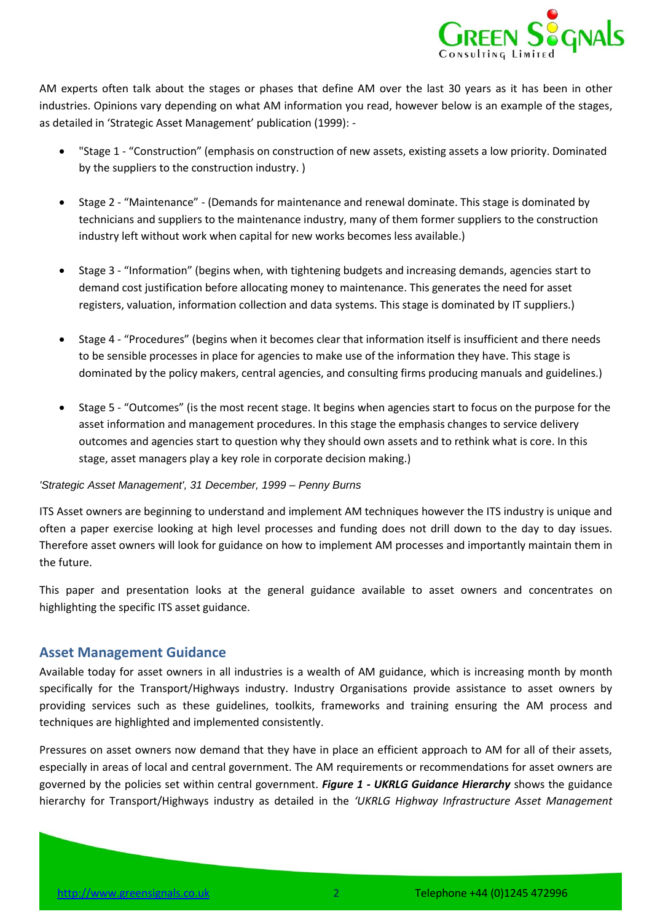AM experts often talk about the stages or phases that define AM over the last 30 years as it has been in other industries. Opinions vary depending on what AM information you read, however below is an example of the stages, as detailed in 'Strategic Asset Management' publication (1999): -

- "Stage 1 - "Construction" (emphasis on construction of new assets, existing assets a low priority. Dominated by the suppliers to the construction industry. )
- Stage 2 - "Maintenance" - (Demands for maintenance and renewal dominate. This stage is dominated by technicians and suppliers to the maintenance industry, many of them former suppliers to the construction industry left without work when capital for new works becomes less available.)
- Stage 3 - "Information" (begins when, with tightening budgets and increasing demands, agencies start to demand cost justification before allocating money to maintenance. This generates the need for asset registers, valuation, information collection and data systems. This stage is dominated by IT suppliers.)
- Stage 4 - "Procedures" (begins when it becomes clear that information itself is insufficient and there needs to be sensible processes in place for agencies to make use of the information they have. This stage is dominated by the policy makers, central agencies, and consulting firms producing manuals and guidelines.)
- Stage 5 - "Outcomes" (is the most recent stage. It begins when agencies start to focus on the purpose for the asset information and management procedures. In this stage the emphasis changes to service delivery outcomes and agencies start to question why they should own assets and to rethink what is core. In this stage, asset managers play a key role in corporate decision making.)

*'Strategic Asset Management', 31 December, 1999 – Penny Burns*

ITS Asset owners are beginning to understand and implement AM techniques however the ITS industry is unique and often a paper exercise looking at high level processes and funding does not drill down to the day to day issues. Therefore asset owners will look for guidance on how to implement AM processes and importantly maintain them in the future.

This paper and presentation looks at the general guidance available to asset owners and concentrates on highlighting the specific ITS asset guidance.

## Asset Management Guidance

Available today for asset owners in all industries is a wealth of AM guidance, which is increasing month by month specifically for the Transport/Highways industry. Industry Organisations provide assistance to asset owners by providing services such as these guidelines, toolkits, frameworks and training ensuring the AM process and techniques are highlighted and implemented consistently.

Pressures on asset owners now demand that they have in place an efficient approach to AM for all of their assets, especially in areas of local and central government. The AM requirements or recommendations for asset owners are governed by the policies set within central government. ***Figure 1 - UKRLG Guidance Hierarchy*** shows the guidance hierarchy for Transport/Highways industry as detailed in the *'UKRLG Highway Infrastructure Asset Management*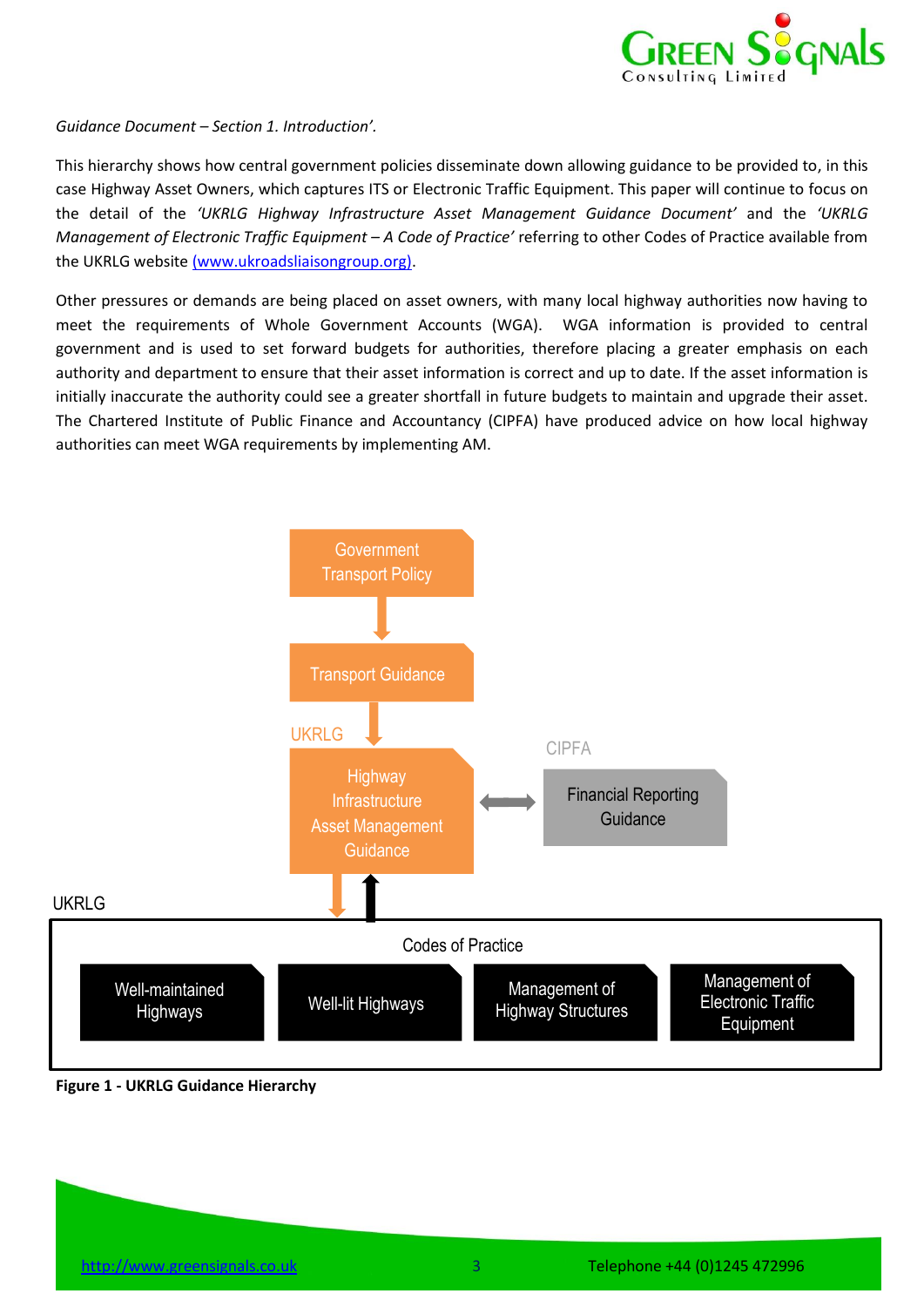*Guidance Document – Section 1. Introduction'.*

This hierarchy shows how central government policies disseminate down allowing guidance to be provided to, in this case Highway Asset Owners, which captures ITS or Electronic Traffic Equipment. This paper will continue to focus on the detail of the *'UKRLG Highway Infrastructure Asset Management Guidance Document'* and the *'UKRLG Management of Electronic Traffic Equipment – A Code of Practice'* referring to other Codes of Practice available from the UKRLG website [(www.ukroadsliaisongroup.org)](http://www.ukroadsliaisongroup.org).

Other pressures or demands are being placed on asset owners, with many local highway authorities now having to meet the requirements of Whole Government Accounts (WGA). WGA information is provided to central government and is used to set forward budgets for authorities, therefore placing a greater emphasis on each authority and department to ensure that their asset information is correct and up to date. If the asset information is initially inaccurate the authority could see a greater shortfall in future budgets to maintain and upgrade their asset. The Chartered Institute of Public Finance and Accountancy (CIPFA) have produced advice on how local highway authorities can meet WGA requirements by implementing AM.

Government Transport Policy

Transport Guidance

UKRLG

Highway Infrastructure Asset Management Guidance

CIPFA

Financial Reporting Guidance

UKRLG

Codes of Practice

Well-maintained Highways

Well-lit Highways

Management of Highway Structures

Management of Electronic Traffic Equipment

**Figure 1 - UKRLG Guidance Hierarchy**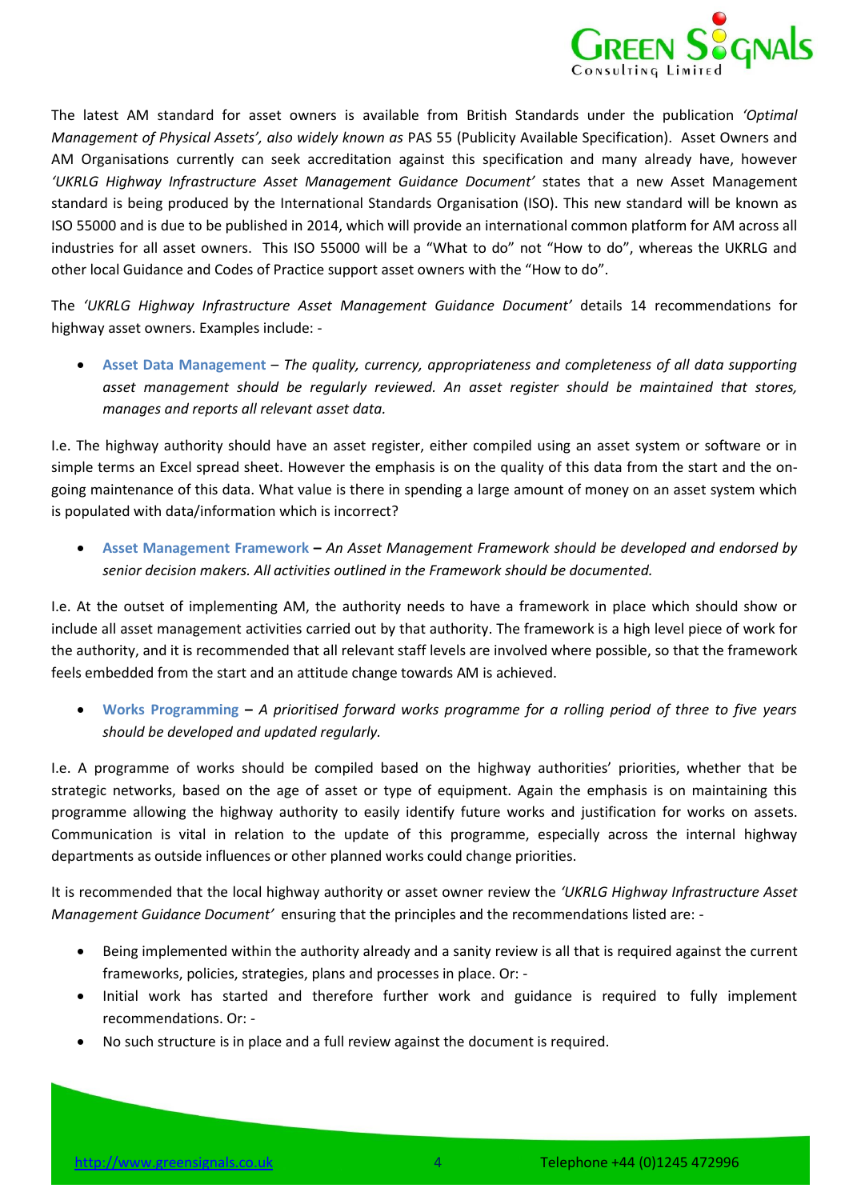The latest AM standard for asset owners is available from British Standards under the publication *'Optimal Management of Physical Assets', also widely known as* PAS 55 (Publicity Available Specification). Asset Owners and AM Organisations currently can seek accreditation against this specification and many already have, however *'UKRLG Highway Infrastructure Asset Management Guidance Document'* states that a new Asset Management standard is being produced by the International Standards Organisation (ISO). This new standard will be known as ISO 55000 and is due to be published in 2014, which will provide an international common platform for AM across all industries for all asset owners. This ISO 55000 will be a "What to do" not "How to do", whereas the UKRLG and other local Guidance and Codes of Practice support asset owners with the "How to do".

The *'UKRLG Highway Infrastructure Asset Management Guidance Document'* details 14 recommendations for highway asset owners. Examples include: -

- **Asset Data Management** – *The quality, currency, appropriateness and completeness of all data supporting asset management should be regularly reviewed. An asset register should be maintained that stores, manages and reports all relevant asset data.*

I.e. The highway authority should have an asset register, either compiled using an asset system or software or in simple terms an Excel spread sheet. However the emphasis is on the quality of this data from the start and the on-going maintenance of this data. What value is there in spending a large amount of money on an asset system which is populated with data/information which is incorrect?

- **Asset Management Framework –** *An Asset Management Framework should be developed and endorsed by senior decision makers. All activities outlined in the Framework should be documented.*

I.e. At the outset of implementing AM, the authority needs to have a framework in place which should show or include all asset management activities carried out by that authority. The framework is a high level piece of work for the authority, and it is recommended that all relevant staff levels are involved where possible, so that the framework feels embedded from the start and an attitude change towards AM is achieved.

- **Works Programming –** *A prioritised forward works programme for a rolling period of three to five years should be developed and updated regularly.*

I.e. A programme of works should be compiled based on the highway authorities' priorities, whether that be strategic networks, based on the age of asset or type of equipment. Again the emphasis is on maintaining this programme allowing the highway authority to easily identify future works and justification for works on assets. Communication is vital in relation to the update of this programme, especially across the internal highway departments as outside influences or other planned works could change priorities.

It is recommended that the local highway authority or asset owner review the *'UKRLG Highway Infrastructure Asset Management Guidance Document'* ensuring that the principles and the recommendations listed are: -

- Being implemented within the authority already and a sanity review is all that is required against the current frameworks, policies, strategies, plans and processes in place. Or: -
- Initial work has started and therefore further work and guidance is required to fully implement recommendations. Or: -
- No such structure is in place and a full review against the document is required.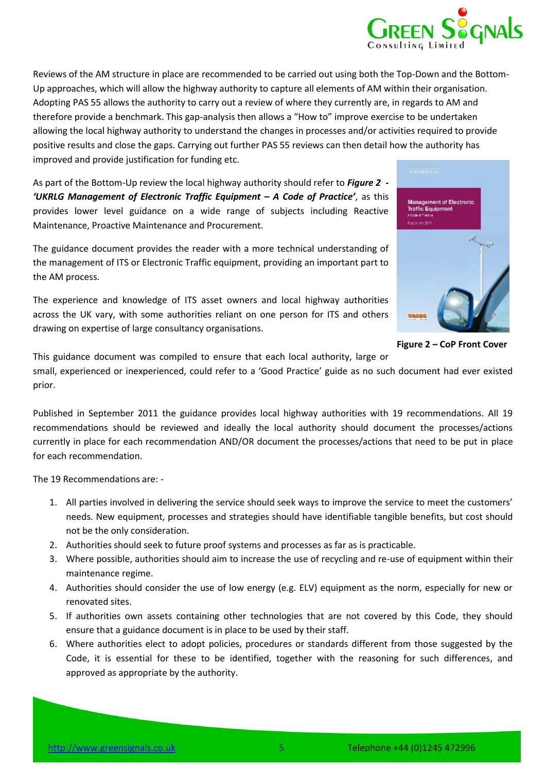Reviews of the AM structure in place are recommended to be carried out using both the Top-Down and the Bottom-Up approaches, which will allow the highway authority to capture all elements of AM within their organisation. Adopting PAS 55 allows the authority to carry out a review of where they currently are, in regards to AM and therefore provide a benchmark. This gap-analysis then allows a "How to" improve exercise to be undertaken allowing the local highway authority to understand the changes in processes and/or activities required to provide positive results and close the gaps. Carrying out further PAS 55 reviews can then detail how the authority has improved and provide justification for funding etc.

As part of the Bottom-Up review the local highway authority should refer to ***Figure 2 - 'UKRLG Management of Electronic Traffic Equipment – A Code of Practice'***, as this provides lower level guidance on a wide range of subjects including Reactive Maintenance, Proactive Maintenance and Procurement.

The guidance document provides the reader with a more technical understanding of the management of ITS or Electronic Traffic equipment, providing an important part to the AM process.

The experience and knowledge of ITS asset owners and local highway authorities across the UK vary, with some authorities reliant on one person for ITS and others drawing on expertise of large consultancy organisations.

**Figure 2 – CoP Front Cover**

This guidance document was compiled to ensure that each local authority, large or small, experienced or inexperienced, could refer to a 'Good Practice' guide as no such document had ever existed prior.

Published in September 2011 the guidance provides local highway authorities with 19 recommendations. All 19 recommendations should be reviewed and ideally the local authority should document the processes/actions currently in place for each recommendation AND/OR document the processes/actions that need to be put in place for each recommendation.

The 19 Recommendations are: -

1. All parties involved in delivering the service should seek ways to improve the service to meet the customers' needs. New equipment, processes and strategies should have identifiable tangible benefits, but cost should not be the only consideration.
2. Authorities should seek to future proof systems and processes as far as is practicable.
3. Where possible, authorities should aim to increase the use of recycling and re-use of equipment within their maintenance regime.
4. Authorities should consider the use of low energy (e.g. ELV) equipment as the norm, especially for new or renovated sites.
5. If authorities own assets containing other technologies that are not covered by this Code, they should ensure that a guidance document is in place to be used by their staff.
6. Where authorities elect to adopt policies, procedures or standards different from those suggested by the Code, it is essential for these to be identified, together with the reasoning for such differences, and approved as appropriate by the authority.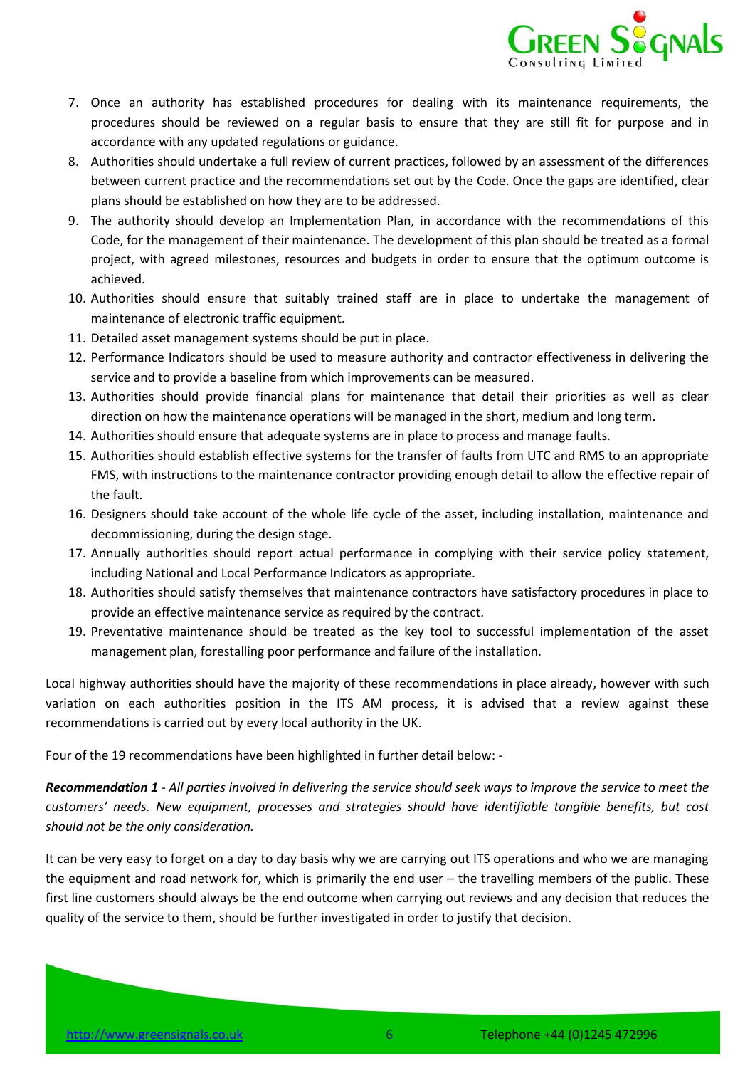7. Once an authority has established procedures for dealing with its maintenance requirements, the procedures should be reviewed on a regular basis to ensure that they are still fit for purpose and in accordance with any updated regulations or guidance.
8. Authorities should undertake a full review of current practices, followed by an assessment of the differences between current practice and the recommendations set out by the Code. Once the gaps are identified, clear plans should be established on how they are to be addressed.
9. The authority should develop an Implementation Plan, in accordance with the recommendations of this Code, for the management of their maintenance. The development of this plan should be treated as a formal project, with agreed milestones, resources and budgets in order to ensure that the optimum outcome is achieved.
10. Authorities should ensure that suitably trained staff are in place to undertake the management of maintenance of electronic traffic equipment.
11. Detailed asset management systems should be put in place.
12. Performance Indicators should be used to measure authority and contractor effectiveness in delivering the service and to provide a baseline from which improvements can be measured.
13. Authorities should provide financial plans for maintenance that detail their priorities as well as clear direction on how the maintenance operations will be managed in the short, medium and long term.
14. Authorities should ensure that adequate systems are in place to process and manage faults.
15. Authorities should establish effective systems for the transfer of faults from UTC and RMS to an appropriate FMS, with instructions to the maintenance contractor providing enough detail to allow the effective repair of the fault.
16. Designers should take account of the whole life cycle of the asset, including installation, maintenance and decommissioning, during the design stage.
17. Annually authorities should report actual performance in complying with their service policy statement, including National and Local Performance Indicators as appropriate.
18. Authorities should satisfy themselves that maintenance contractors have satisfactory procedures in place to provide an effective maintenance service as required by the contract.
19. Preventative maintenance should be treated as the key tool to successful implementation of the asset management plan, forestalling poor performance and failure of the installation.

Local highway authorities should have the majority of these recommendations in place already, however with such variation on each authorities position in the ITS AM process, it is advised that a review against these recommendations is carried out by every local authority in the UK.

Four of the 19 recommendations have been highlighted in further detail below: -

***Recommendation 1*** *- All parties involved in delivering the service should seek ways to improve the service to meet the customers' needs. New equipment, processes and strategies should have identifiable tangible benefits, but cost should not be the only consideration.*

It can be very easy to forget on a day to day basis why we are carrying out ITS operations and who we are managing the equipment and road network for, which is primarily the end user – the travelling members of the public. These first line customers should always be the end outcome when carrying out reviews and any decision that reduces the quality of the service to them, should be further investigated in order to justify that decision.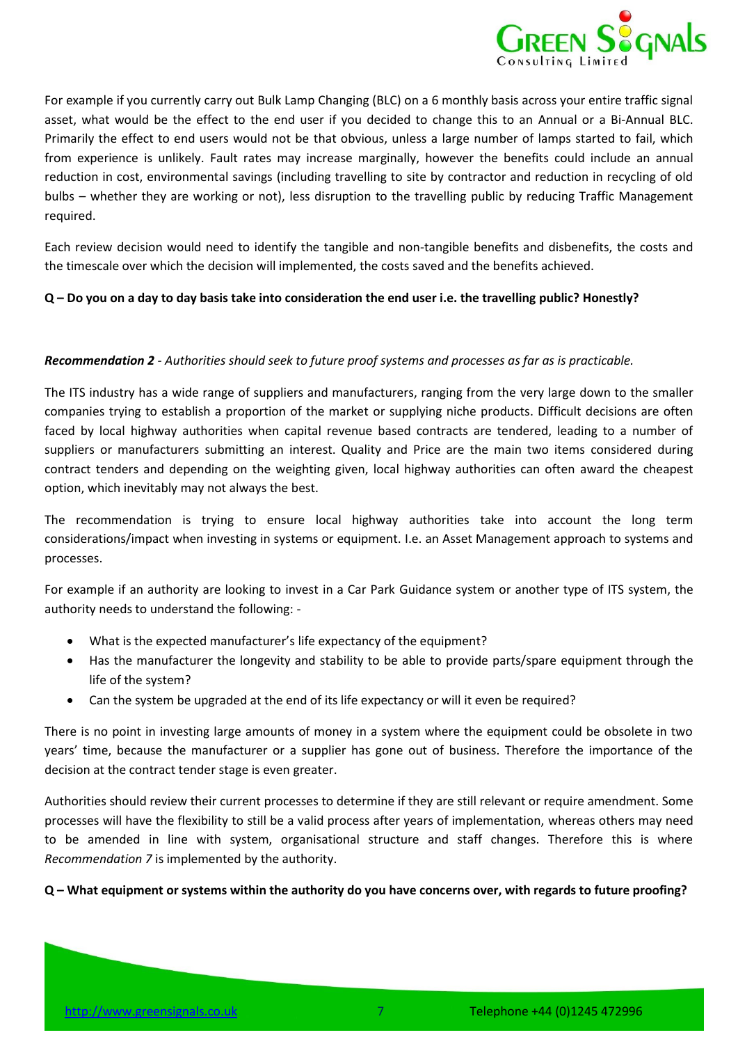For example if you currently carry out Bulk Lamp Changing (BLC) on a 6 monthly basis across your entire traffic signal asset, what would be the effect to the end user if you decided to change this to an Annual or a Bi-Annual BLC. Primarily the effect to end users would not be that obvious, unless a large number of lamps started to fail, which from experience is unlikely. Fault rates may increase marginally, however the benefits could include an annual reduction in cost, environmental savings (including travelling to site by contractor and reduction in recycling of old bulbs – whether they are working or not), less disruption to the travelling public by reducing Traffic Management required.

Each review decision would need to identify the tangible and non-tangible benefits and disbenefits, the costs and the timescale over which the decision will implemented, the costs saved and the benefits achieved.

**Q – Do you on a day to day basis take into consideration the end user i.e. the travelling public? Honestly?**

***Recommendation 2*** *- Authorities should seek to future proof systems and processes as far as is practicable.*

The ITS industry has a wide range of suppliers and manufacturers, ranging from the very large down to the smaller companies trying to establish a proportion of the market or supplying niche products. Difficult decisions are often faced by local highway authorities when capital revenue based contracts are tendered, leading to a number of suppliers or manufacturers submitting an interest. Quality and Price are the main two items considered during contract tenders and depending on the weighting given, local highway authorities can often award the cheapest option, which inevitably may not always the best.

The recommendation is trying to ensure local highway authorities take into account the long term considerations/impact when investing in systems or equipment. I.e. an Asset Management approach to systems and processes.

For example if an authority are looking to invest in a Car Park Guidance system or another type of ITS system, the authority needs to understand the following: -

- What is the expected manufacturer's life expectancy of the equipment?
- Has the manufacturer the longevity and stability to be able to provide parts/spare equipment through the life of the system?
- Can the system be upgraded at the end of its life expectancy or will it even be required?

There is no point in investing large amounts of money in a system where the equipment could be obsolete in two years' time, because the manufacturer or a supplier has gone out of business. Therefore the importance of the decision at the contract tender stage is even greater.

Authorities should review their current processes to determine if they are still relevant or require amendment. Some processes will have the flexibility to still be a valid process after years of implementation, whereas others may need to be amended in line with system, organisational structure and staff changes. Therefore this is where *Recommendation 7* is implemented by the authority.

**Q – What equipment or systems within the authority do you have concerns over, with regards to future proofing?**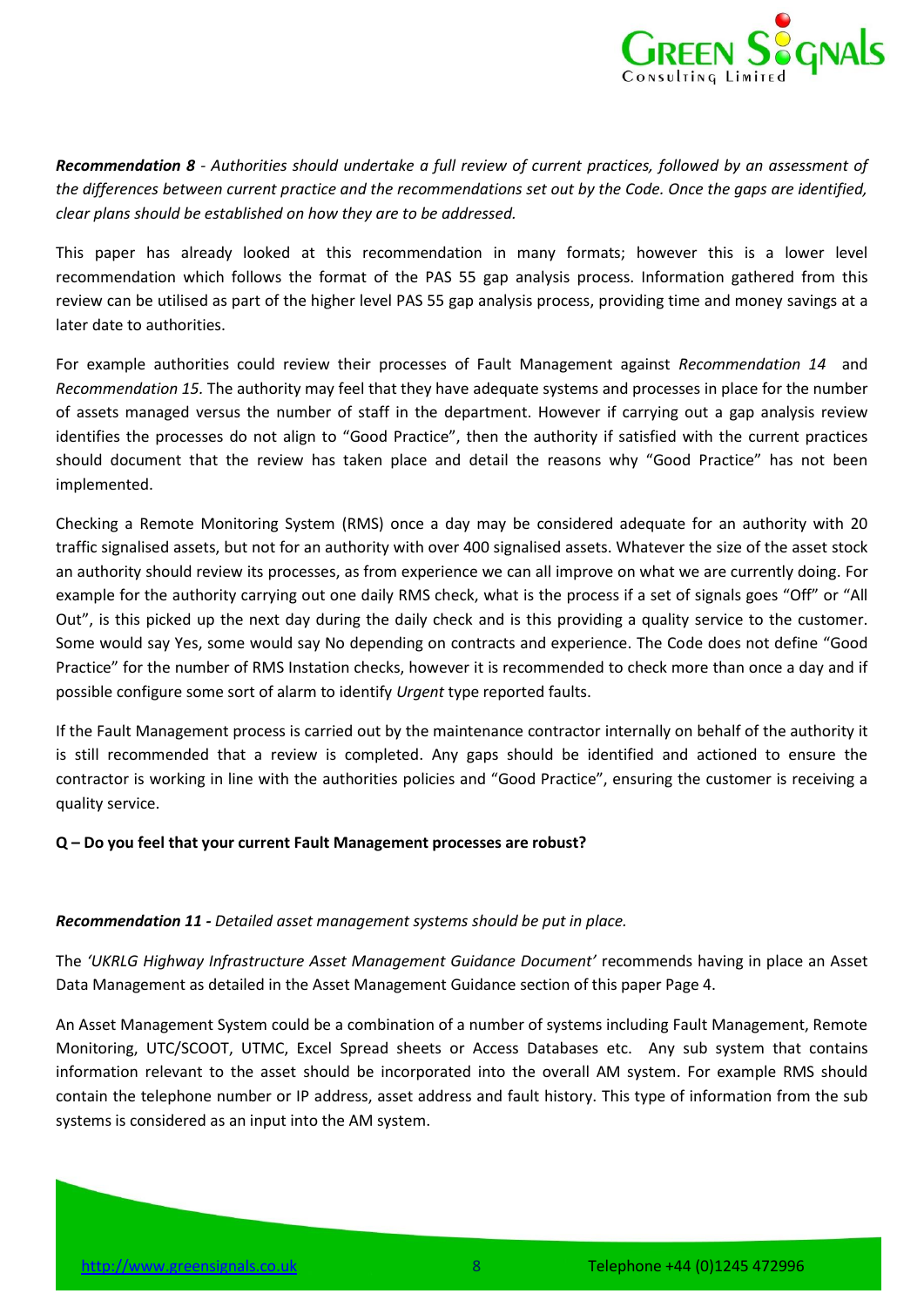***Recommendation 8*** *- Authorities should undertake a full review of current practices, followed by an assessment of the differences between current practice and the recommendations set out by the Code. Once the gaps are identified, clear plans should be established on how they are to be addressed.*

This paper has already looked at this recommendation in many formats; however this is a lower level recommendation which follows the format of the PAS 55 gap analysis process. Information gathered from this review can be utilised as part of the higher level PAS 55 gap analysis process, providing time and money savings at a later date to authorities.

For example authorities could review their processes of Fault Management against *Recommendation 14* and *Recommendation 15*. The authority may feel that they have adequate systems and processes in place for the number of assets managed versus the number of staff in the department. However if carrying out a gap analysis review identifies the processes do not align to "Good Practice", then the authority if satisfied with the current practices should document that the review has taken place and detail the reasons why "Good Practice" has not been implemented.

Checking a Remote Monitoring System (RMS) once a day may be considered adequate for an authority with 20 traffic signalised assets, but not for an authority with over 400 signalised assets. Whatever the size of the asset stock an authority should review its processes, as from experience we can all improve on what we are currently doing. For example for the authority carrying out one daily RMS check, what is the process if a set of signals goes "Off" or "All Out", is this picked up the next day during the daily check and is this providing a quality service to the customer. Some would say Yes, some would say No depending on contracts and experience. The Code does not define "Good Practice" for the number of RMS Instation checks, however it is recommended to check more than once a day and if possible configure some sort of alarm to identify *Urgent* type reported faults.

If the Fault Management process is carried out by the maintenance contractor internally on behalf of the authority it is still recommended that a review is completed. Any gaps should be identified and actioned to ensure the contractor is working in line with the authorities policies and "Good Practice", ensuring the customer is receiving a quality service.

**Q – Do you feel that your current Fault Management processes are robust?**

***Recommendation 11 -*** *Detailed asset management systems should be put in place.*

The *'UKRLG Highway Infrastructure Asset Management Guidance Document'* recommends having in place an Asset Data Management as detailed in the Asset Management Guidance section of this paper Page 4.

An Asset Management System could be a combination of a number of systems including Fault Management, Remote Monitoring, UTC/SCOOT, UTMC, Excel Spread sheets or Access Databases etc. Any sub system that contains information relevant to the asset should be incorporated into the overall AM system. For example RMS should contain the telephone number or IP address, asset address and fault history. This type of information from the sub systems is considered as an input into the AM system.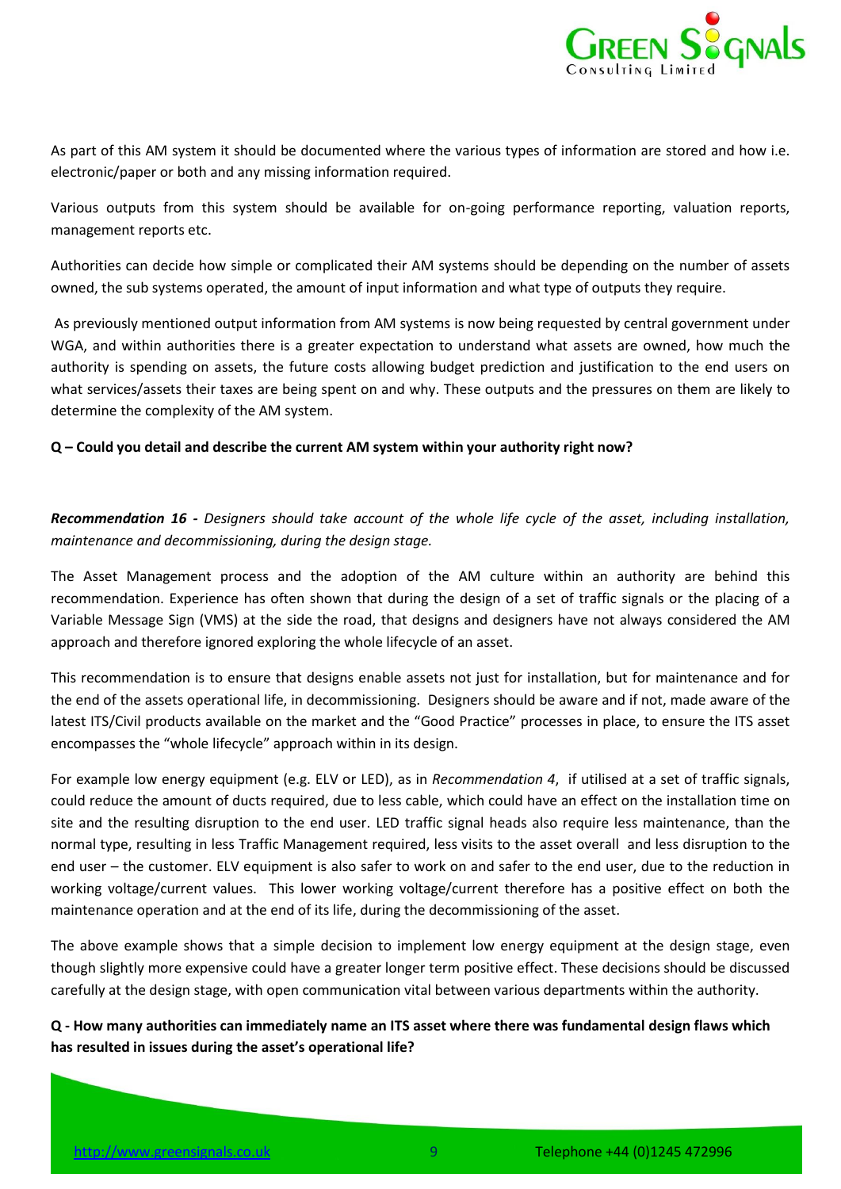As part of this AM system it should be documented where the various types of information are stored and how i.e. electronic/paper or both and any missing information required.

Various outputs from this system should be available for on-going performance reporting, valuation reports, management reports etc.

Authorities can decide how simple or complicated their AM systems should be depending on the number of assets owned, the sub systems operated, the amount of input information and what type of outputs they require.

As previously mentioned output information from AM systems is now being requested by central government under WGA, and within authorities there is a greater expectation to understand what assets are owned, how much the authority is spending on assets, the future costs allowing budget prediction and justification to the end users on what services/assets their taxes are being spent on and why. These outputs and the pressures on them are likely to determine the complexity of the AM system.

**Q – Could you detail and describe the current AM system within your authority right now?**

***Recommendation 16*** *- Designers should take account of the whole life cycle of the asset, including installation, maintenance and decommissioning, during the design stage.*

The Asset Management process and the adoption of the AM culture within an authority are behind this recommendation. Experience has often shown that during the design of a set of traffic signals or the placing of a Variable Message Sign (VMS) at the side the road, that designs and designers have not always considered the AM approach and therefore ignored exploring the whole lifecycle of an asset.

This recommendation is to ensure that designs enable assets not just for installation, but for maintenance and for the end of the assets operational life, in decommissioning. Designers should be aware and if not, made aware of the latest ITS/Civil products available on the market and the "Good Practice" processes in place, to ensure the ITS asset encompasses the "whole lifecycle" approach within in its design.

For example low energy equipment (e.g. ELV or LED), as in *Recommendation 4*, if utilised at a set of traffic signals, could reduce the amount of ducts required, due to less cable, which could have an effect on the installation time on site and the resulting disruption to the end user. LED traffic signal heads also require less maintenance, than the normal type, resulting in less Traffic Management required, less visits to the asset overall and less disruption to the end user – the customer. ELV equipment is also safer to work on and safer to the end user, due to the reduction in working voltage/current values. This lower working voltage/current therefore has a positive effect on both the maintenance operation and at the end of its life, during the decommissioning of the asset.

The above example shows that a simple decision to implement low energy equipment at the design stage, even though slightly more expensive could have a greater longer term positive effect. These decisions should be discussed carefully at the design stage, with open communication vital between various departments within the authority.

**Q - How many authorities can immediately name an ITS asset where there was fundamental design flaws which has resulted in issues during the asset's operational life?**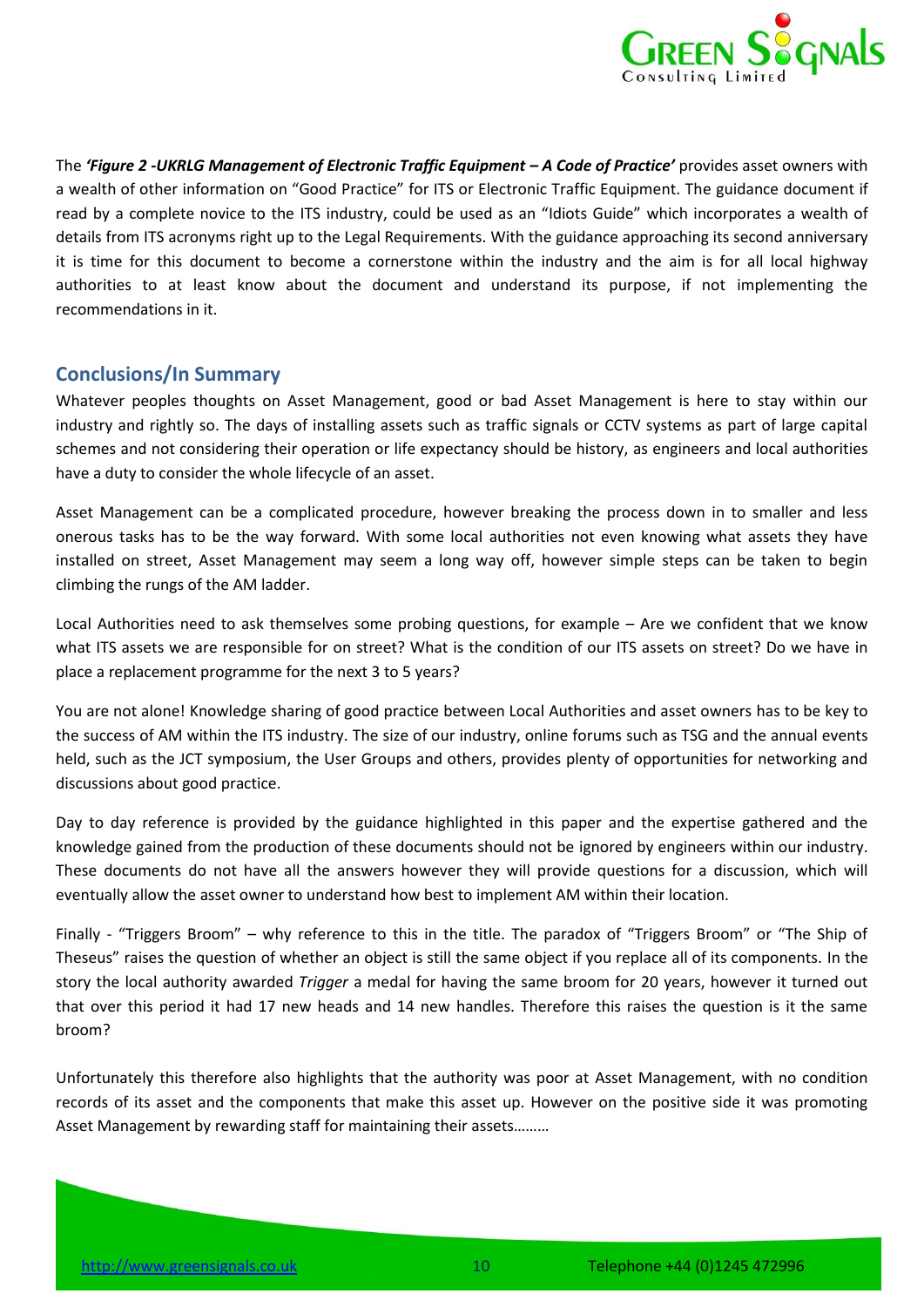The ***'Figure 2 -UKRLG Management of Electronic Traffic Equipment – A Code of Practice'*** provides asset owners with a wealth of other information on "Good Practice" for ITS or Electronic Traffic Equipment. The guidance document if read by a complete novice to the ITS industry, could be used as an "Idiots Guide" which incorporates a wealth of details from ITS acronyms right up to the Legal Requirements. With the guidance approaching its second anniversary it is time for this document to become a cornerstone within the industry and the aim is for all local highway authorities to at least know about the document and understand its purpose, if not implementing the recommendations in it.

## Conclusions/In Summary

Whatever peoples thoughts on Asset Management, good or bad Asset Management is here to stay within our industry and rightly so. The days of installing assets such as traffic signals or CCTV systems as part of large capital schemes and not considering their operation or life expectancy should be history, as engineers and local authorities have a duty to consider the whole lifecycle of an asset.

Asset Management can be a complicated procedure, however breaking the process down in to smaller and less onerous tasks has to be the way forward. With some local authorities not even knowing what assets they have installed on street, Asset Management may seem a long way off, however simple steps can be taken to begin climbing the rungs of the AM ladder.

Local Authorities need to ask themselves some probing questions, for example – Are we confident that we know what ITS assets we are responsible for on street? What is the condition of our ITS assets on street? Do we have in place a replacement programme for the next 3 to 5 years?

You are not alone! Knowledge sharing of good practice between Local Authorities and asset owners has to be key to the success of AM within the ITS industry. The size of our industry, online forums such as TSG and the annual events held, such as the JCT symposium, the User Groups and others, provides plenty of opportunities for networking and discussions about good practice.

Day to day reference is provided by the guidance highlighted in this paper and the expertise gathered and the knowledge gained from the production of these documents should not be ignored by engineers within our industry. These documents do not have all the answers however they will provide questions for a discussion, which will eventually allow the asset owner to understand how best to implement AM within their location.

Finally - "Triggers Broom" – why reference to this in the title. The paradox of "Triggers Broom" or "The Ship of Theseus" raises the question of whether an object is still the same object if you replace all of its components. In the story the local authority awarded *Trigger* a medal for having the same broom for 20 years, however it turned out that over this period it had 17 new heads and 14 new handles. Therefore this raises the question is it the same broom?

Unfortunately this therefore also highlights that the authority was poor at Asset Management, with no condition records of its asset and the components that make this asset up. However on the positive side it was promoting Asset Management by rewarding staff for maintaining their assets………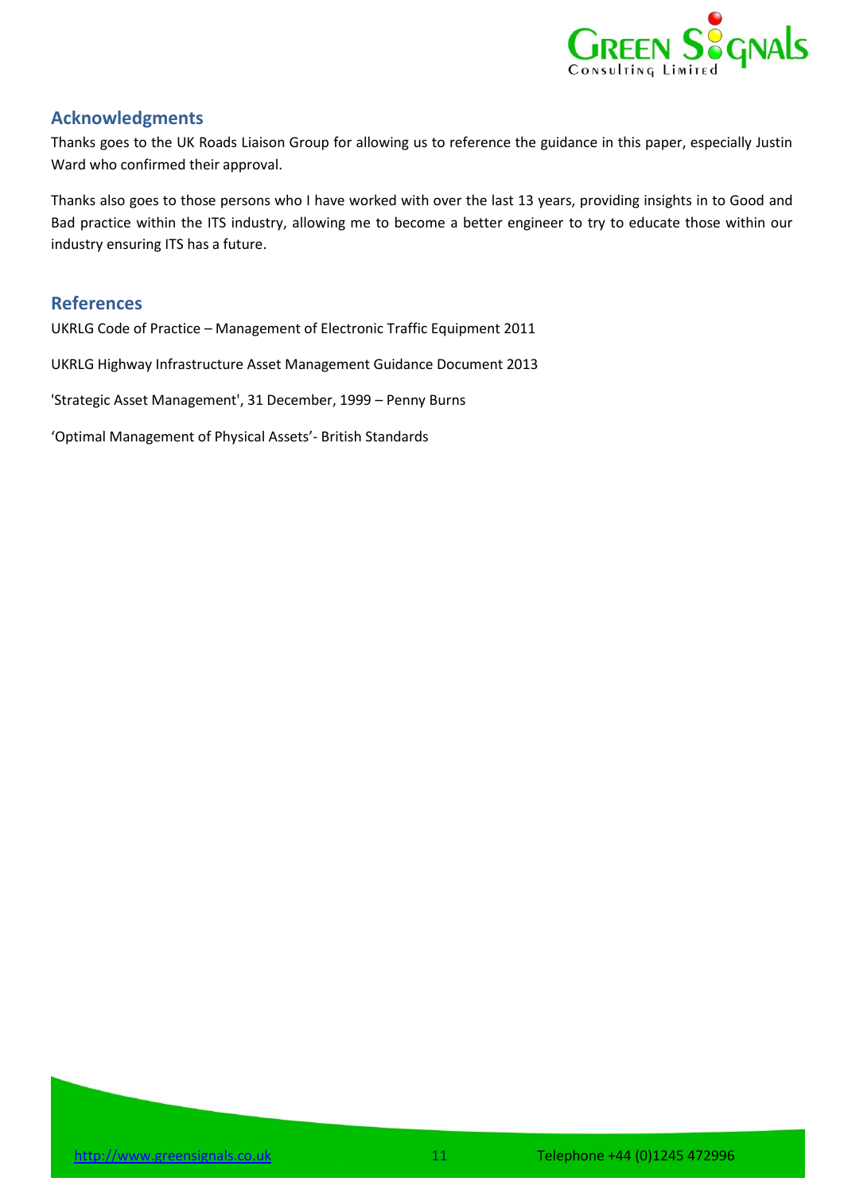## Acknowledgments

Thanks goes to the UK Roads Liaison Group for allowing us to reference the guidance in this paper, especially Justin Ward who confirmed their approval.

Thanks also goes to those persons who I have worked with over the last 13 years, providing insights in to Good and Bad practice within the ITS industry, allowing me to become a better engineer to try to educate those within our industry ensuring ITS has a future.

## References

UKRLG Code of Practice – Management of Electronic Traffic Equipment 2011

UKRLG Highway Infrastructure Asset Management Guidance Document 2013

'Strategic Asset Management', 31 December, 1999 – Penny Burns

'Optimal Management of Physical Assets'- British Standards